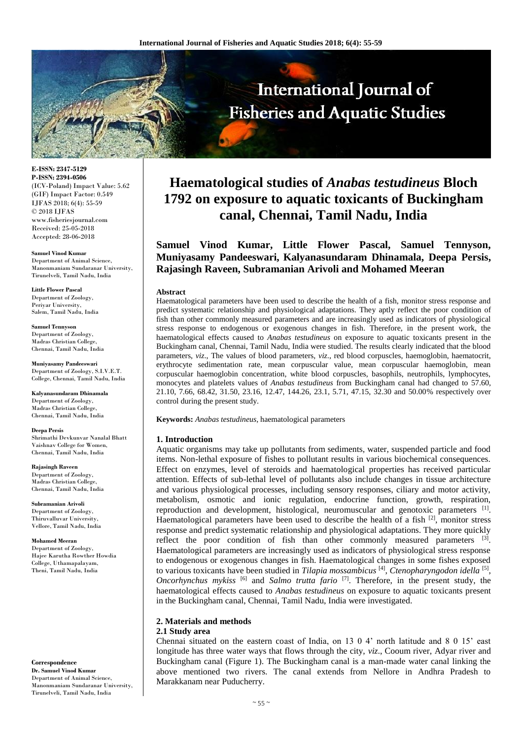E-ISSN: 2347-5129
P-ISSN: 2394-0506
(ICV-Poland) Impact Value: 5.62
(GIF) Impact Factor: 0.549
IJFAS 2018; 6(4): 55-59
© 2018 IJFAS
www.fisheriesjournal.com
Received: 25-05-2018
Accepted: 28-06-2018

**Samuel Vinod Kumar**
Department of Animal Science, Manonmaniam Sundaranar University, Tirunelveli, Tamil Nadu, India

**Little Flower Pascal**
Department of Zoology, Periyar University, Salem, Tamil Nadu, India

**Samuel Tennyson**
Department of Zoology, Madras Christian College, Chennai, Tamil Nadu, India

**Muniyasamy Pandeeswari**
Department of Zoology, S.I.V.E.T. College, Chennai, Tamil Nadu, India

**Kalyanasundaram Dhinamala**
Department of Zoology, Madras Christian College, Chennai, Tamil Nadu, India

**Deepa Persis**
Shrimathi Devkunvar Nanalal Bhatt Vaishnav College for Women, Chennai, Tamil Nadu, India

**Rajasingh Raveen**
Department of Zoology, Madras Christian College, Chennai, Tamil Nadu, India

**Subramanian Arivoli**
Department of Zoology, Thiruvalluvar University, Vellore, Tamil Nadu, India

**Mohamed Meeran**
Department of Zoology, Hajee Karutha Rowther Howdia College, Uthamapalayam, Theni, Tamil Nadu, India

**Correspondence**
**Dr. Samuel Vinod Kumar**
Department of Animal Science, Manonmaniam Sundaranar University, Tirunelveli, Tamil Nadu, India

# Haematological studies of *Anabas testudineus* Bloch 1792 on exposure to aquatic toxicants of Buckingham canal, Chennai, Tamil Nadu, India

**Samuel Vinod Kumar, Little Flower Pascal, Samuel Tennyson, Muniyasamy Pandeeswari, Kalyanasundaram Dhinamala, Deepa Persis, Rajasingh Raveen, Subramanian Arivoli and Mohamed Meeran**

## Abstract

Haematological parameters have been used to describe the health of a fish, monitor stress response and predict systematic relationship and physiological adaptations. They aptly reflect the poor condition of fish than other commonly measured parameters and are increasingly used as indicators of physiological stress response to endogenous or exogenous changes in fish. Therefore, in the present work, the haematological effects caused to *Anabas testudineus* on exposure to aquatic toxicants present in the Buckingham canal, Chennai, Tamil Nadu, India were studied. The results clearly indicated that the blood parameters, *viz*., The values of blood parameters, *viz*., red blood corpuscles, haemoglobin, haematocrit, erythrocyte sedimentation rate, mean corpuscular value, mean corpuscular haemoglobin, mean corpuscular haemoglobin concentration, white blood corpuscles, basophils, neutrophils, lymphocytes, monocytes and platelets values of *Anabas testudineus* from Buckingham canal had changed to 57.60, 21.10, 7.66, 68.42, 31.50, 23.16, 12.47, 144.26, 23.1, 5.71, 47.15, 32.30 and 50.00% respectively over control during the present study.

**Keywords:** *Anabas testudineus*, haematological parameters

## 1. Introduction

Aquatic organisms may take up pollutants from sediments, water, suspended particle and food items. Non-lethal exposure of fishes to pollutant results in various biochemical consequences. Effect on enzymes, level of steroids and haematological properties has received particular attention. Effects of sub-lethal level of pollutants also include changes in tissue architecture and various physiological processes, including sensory responses, ciliary and motor activity, metabolism, osmotic and ionic regulation, endocrine function, growth, respiration, reproduction and development, histological, neuromuscular and genotoxic parameters [1]. Haematological parameters have been used to describe the health of a fish [2], monitor stress response and predict systematic relationship and physiological adaptations. They more quickly reflect the poor condition of fish than other commonly measured parameters [3]. Haematological parameters are increasingly used as indicators of physiological stress response to endogenous or exogenous changes in fish. Haematological changes in some fishes exposed to various toxicants have been studied in *Tilapia mossambicus* [4], *Ctenopharyngodon idella* [5], *Oncorhynchus mykiss* [6] and *Salmo trutta fario* [7]. Therefore, in the present study, the haematological effects caused to *Anabas testudineus* on exposure to aquatic toxicants present in the Buckingham canal, Chennai, Tamil Nadu, India were investigated.

## 2. Materials and methods

### 2.1 Study area

Chennai situated on the eastern coast of India, on 13 0 4' north latitude and 8 0 15' east longitude has three water ways that flows through the city, *viz*., Cooum river, Adyar river and Buckingham canal (Figure 1). The Buckingham canal is a man-made water canal linking the above mentioned two rivers. The canal extends from Nellore in Andhra Pradesh to Marakkanam near Puducherry.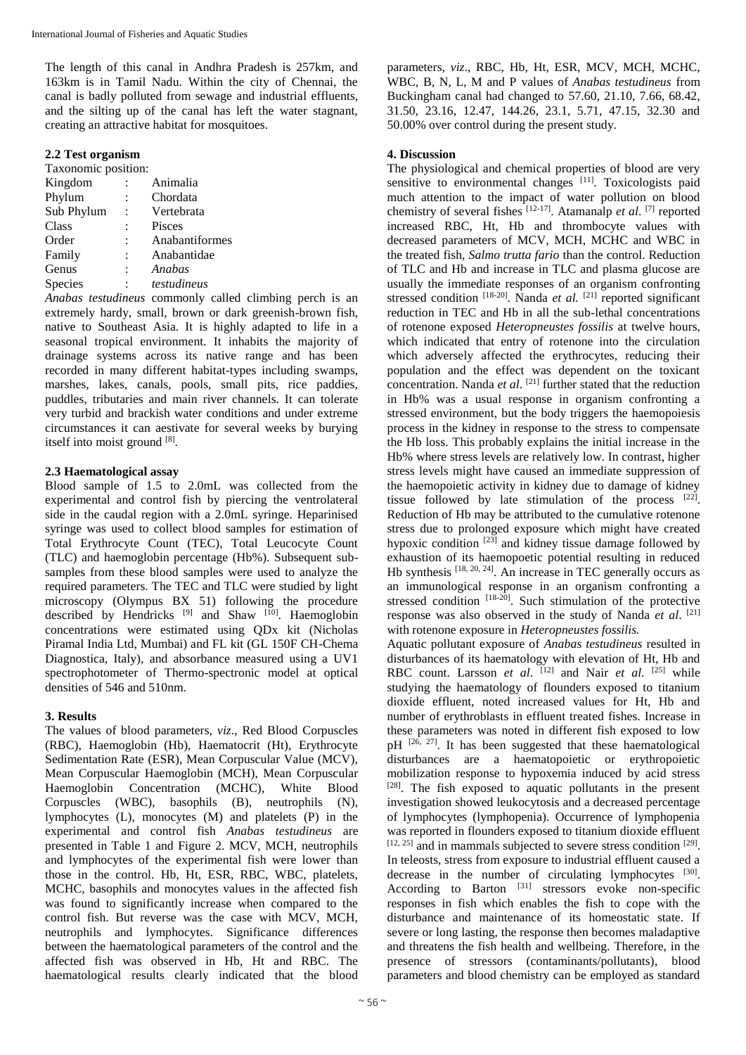The length of this canal in Andhra Pradesh is 257km, and 163km is in Tamil Nadu. Within the city of Chennai, the canal is badly polluted from sewage and industrial effluents, and the silting up of the canal has left the water stagnant, creating an attractive habitat for mosquitoes.

### 2.2 Test organism

Taxonomic position:

| | | |
|---|---|---|
| Kingdom | : | Animalia |
| Phylum | : | Chordata |
| Sub Phylum | : | Vertebrata |
| Class | : | Pisces |
| Order | : | Anabantiformes |
| Family | : | Anabantidae |
| Genus | : | *Anabas* |
| Species | : | *testudineus* |

*Anabas testudineus* commonly called climbing perch is an extremely hardy, small, brown or dark greenish-brown fish, native to Southeast Asia. It is highly adapted to life in a seasonal tropical environment. It inhabits the majority of drainage systems across its native range and has been recorded in many different habitat-types including swamps, marshes, lakes, canals, pools, small pits, rice paddies, puddles, tributaries and main river channels. It can tolerate very turbid and brackish water conditions and under extreme circumstances it can aestivate for several weeks by burying itself into moist ground [8].

### 2.3 Haematological assay

Blood sample of 1.5 to 2.0mL was collected from the experimental and control fish by piercing the ventrolateral side in the caudal region with a 2.0mL syringe. Heparinised syringe was used to collect blood samples for estimation of Total Erythrocyte Count (TEC), Total Leucocyte Count (TLC) and haemoglobin percentage (Hb%). Subsequent sub-samples from these blood samples were used to analyze the required parameters. The TEC and TLC were studied by light microscopy (Olympus BX 51) following the procedure described by Hendricks [9] and Shaw [10]. Haemoglobin concentrations were estimated using QDx kit (Nicholas Piramal India Ltd, Mumbai) and FL kit (GL 150F CH-Chema Diagnostica, Italy), and absorbance measured using a UV1 spectrophotometer of Thermo-spectronic model at optical densities of 546 and 510nm.

## 3. Results

The values of blood parameters, *viz*., Red Blood Corpuscles (RBC), Haemoglobin (Hb), Haematocrit (Ht), Erythrocyte Sedimentation Rate (ESR), Mean Corpuscular Value (MCV), Mean Corpuscular Haemoglobin (MCH), Mean Corpuscular Haemoglobin Concentration (MCHC), White Blood Corpuscles (WBC), basophils (B), neutrophils (N), lymphocytes (L), monocytes (M) and platelets (P) in the experimental and control fish *Anabas testudineus* are presented in Table 1 and Figure 2. MCV, MCH, neutrophils and lymphocytes of the experimental fish were lower than those in the control. Hb, Ht, ESR, RBC, WBC, platelets, MCHC, basophils and monocytes values in the affected fish was found to significantly increase when compared to the control fish. But reverse was the case with MCV, MCH, neutrophils and lymphocytes. Significance differences between the haematological parameters of the control and the affected fish was observed in Hb, Ht and RBC. The haematological results clearly indicated that the blood parameters, *viz*., RBC, Hb, Ht, ESR, MCV, MCH, MCHC, WBC, B, N, L, M and P values of *Anabas testudineus* from Buckingham canal had changed to 57.60, 21.10, 7.66, 68.42, 31.50, 23.16, 12.47, 144.26, 23.1, 5.71, 47.15, 32.30 and 50.00% over control during the present study.

## 4. Discussion

The physiological and chemical properties of blood are very sensitive to environmental changes [11]. Toxicologists paid much attention to the impact of water pollution on blood chemistry of several fishes [12-17]. Atamanalp *et al*. [7] reported increased RBC, Ht, Hb and thrombocyte values with decreased parameters of MCV, MCH, MCHC and WBC in the treated fish, *Salmo trutta fario* than the control. Reduction of TLC and Hb and increase in TLC and plasma glucose are usually the immediate responses of an organism confronting stressed condition [18-20]. Nanda *et al.* [21] reported significant reduction in TEC and Hb in all the sub-lethal concentrations of rotenone exposed *Heteropneustes fossilis* at twelve hours, which indicated that entry of rotenone into the circulation which adversely affected the erythrocytes, reducing their population and the effect was dependent on the toxicant concentration. Nanda *et al*. [21] further stated that the reduction in Hb% was a usual response in organism confronting a stressed environment, but the body triggers the haemopoiesis process in the kidney in response to the stress to compensate the Hb loss. This probably explains the initial increase in the Hb% where stress levels are relatively low. In contrast, higher stress levels might have caused an immediate suppression of the haemopoietic activity in kidney due to damage of kidney tissue followed by late stimulation of the process [22]. Reduction of Hb may be attributed to the cumulative rotenone stress due to prolonged exposure which might have created hypoxic condition [23] and kidney tissue damage followed by exhaustion of its haemopoetic potential resulting in reduced Hb synthesis [18, 20, 24]. An increase in TEC generally occurs as an immunological response in an organism confronting a stressed condition [18-20]. Such stimulation of the protective response was also observed in the study of Nanda *et al*. [21] with rotenone exposure in *Heteropneustes fossilis.*

Aquatic pollutant exposure of *Anabas testudineus* resulted in disturbances of its haematology with elevation of Ht, Hb and RBC count. Larsson *et al*. [12] and Nair *et al.* [25] while studying the haematology of flounders exposed to titanium dioxide effluent, noted increased values for Ht, Hb and number of erythroblasts in effluent treated fishes. Increase in these parameters was noted in different fish exposed to low pH [26, 27]. It has been suggested that these haematological disturbances are a haematopoietic or erythropoietic mobilization response to hypoxemia induced by acid stress [28]. The fish exposed to aquatic pollutants in the present investigation showed leukocytosis and a decreased percentage of lymphocytes (lymphopenia). Occurrence of lymphopenia was reported in flounders exposed to titanium dioxide effluent [12, 25] and in mammals subjected to severe stress condition [29]. In teleosts, stress from exposure to industrial effluent caused a decrease in the number of circulating lymphocytes [30]. According to Barton [31] stressors evoke non-specific responses in fish which enables the fish to cope with the disturbance and maintenance of its homeostatic state. If severe or long lasting, the response then becomes maladaptive and threatens the fish health and wellbeing. Therefore, in the presence of stressors (contaminants/pollutants), blood parameters and blood chemistry can be employed as standard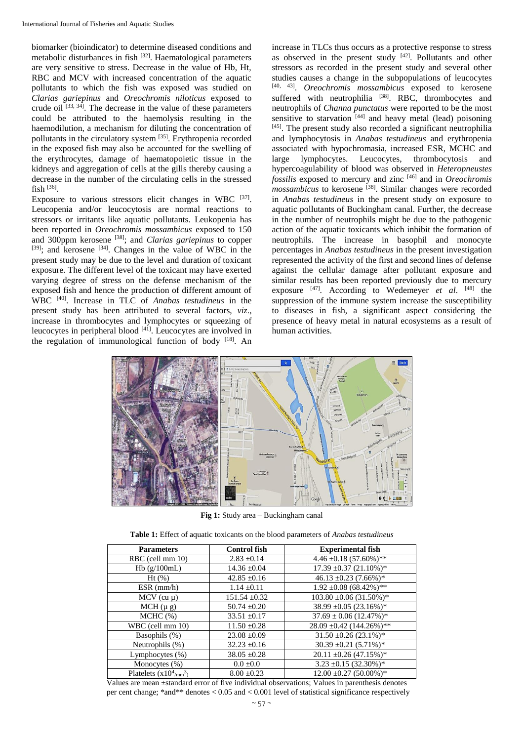biomarker (bioindicator) to determine diseased conditions and metabolic disturbances in fish [32]. Haematological parameters are very sensitive to stress. Decrease in the value of Hb, Ht, RBC and MCV with increased concentration of the aquatic pollutants to which the fish was exposed was studied on *Clarias gariepinus* and *Oreochromis niloticus* exposed to crude oil [33, 34]. The decrease in the value of these parameters could be attributed to the haemolysis resulting in the haemodilution, a mechanism for diluting the concentration of pollutants in the circulatory system [35]. Erythropenia recorded in the exposed fish may also be accounted for the swelling of the erythrocytes, damage of haematopoietic tissue in the kidneys and aggregation of cells at the gills thereby causing a decrease in the number of the circulating cells in the stressed fish [36].

Exposure to various stressors elicit changes in WBC [37]. Leucopenia and/or leucocytosis are normal reactions to stressors or irritants like aquatic pollutants. Leukopenia has been reported in *Oreochromis mossambicus* exposed to 150 and 300ppm kerosene [38]; and *Clarias gariepinus* to copper [39]; and kerosene [34]. Changes in the value of WBC in the present study may be due to the level and duration of toxicant exposure. The different level of the toxicant may have exerted varying degree of stress on the defense mechanism of the exposed fish and hence the production of different amount of WBC [40]. Increase in TLC of *Anabas testudineus* in the present study has been attributed to several factors, *viz*., increase in thrombocytes and lymphocytes or squeezing of leucocytes in peripheral blood [41]. Leucocytes are involved in the regulation of immunological function of body [18]. An increase in TLCs thus occurs as a protective response to stress as observed in the present study [42]. Pollutants and other stressors as recorded in the present study and several other studies causes a change in the subpopulations of leucocytes [40, 43]. *Oreochromis mossambicus* exposed to kerosene suffered with neutrophilia [38]. RBC, thrombocytes and neutrophils of *Channa punctatus* were reported to be the most sensitive to starvation [44] and heavy metal (lead) poisoning [45]. The present study also recorded a significant neutrophilia and lymphocytosis in *Anabas testudineus* and erythropenia associated with hypochromasia, increased ESR, MCHC and large lymphocytes. Leucocytes, thrombocytosis and hypercoagulability of blood was observed in *Heteropneustes fossilis* exposed to mercury and zinc [46] and in *Oreochromis mossambicus* to kerosene [38]. Similar changes were recorded in *Anabas testudineus* in the present study on exposure to aquatic pollutants of Buckingham canal. Further, the decrease in the number of neutrophils might be due to the pathogenic action of the aquatic toxicants which inhibit the formation of neutrophils. The increase in basophil and monocyte percentages in *Anabas testudineus* in the present investigation represented the activity of the first and second lines of defense against the cellular damage after pollutant exposure and similar results has been reported previously due to mercury exposure [47]. According to Wedemeyer *et al*. [48] the suppression of the immune system increase the susceptibility to diseases in fish, a significant aspect considering the presence of heavy metal in natural ecosystems as a result of human activities.

**Fig 1:** Study area – Buckingham canal

**Table 1:** Effect of aquatic toxicants on the blood parameters of *Anabas testudineus*

| Parameters | Control fish | Experimental fish |
|---|---|---|
| RBC (cell mm 10) | 2.83 ±0.14 | 4.46 ±0.18 (57.60%)** |
| Hb (g/100mL) | 14.36 ±0.04 | 17.39 ±0.37 (21.10%)* |
| Ht (%) | 42.85 ±0.16 | 46.13 ±0.23 (7.66%)* |
| ESR (mm/h) | 1.14 ±0.11 | 1.92 ±0.08 (68.42%)** |
| MCV (cu µ) | 151.54 ±0.32 | 103.80 ±0.06 (31.50%)* |
| MCH (µ g) | 50.74 ±0.20 | 38.99 ±0.05 (23.16%)* |
| MCHC (%) | 33.51 ±0.17 | 37.69 ± 0.06 (12.47%)* |
| WBC (cell mm 10) | 11.50 ±0.28 | 28.09 ±0.42 (144.26%)** |
| Basophils (%) | 23.08 ±0.09 | 31.50 ±0.26 (23.1%)* |
| Neutrophils (%) | 32.23 ±0.16 | 30.39 ±0.21 (5.71%)* |
| Lymphocytes (%) | 38.05 ±0.28 | 20.11 ±0.26 (47.15%)* |
| Monocytes (%) | 0.0 ±0.0 | 3.23 ±0.15 (32.30%)* |
| Platelets ($x10^4$/mm$^3$) | 8.00 ±0.23 | 12.00 ±0.27 (50.00%)* |

Values are mean ±standard error of five individual observations; Values in parenthesis denotes per cent change; *and** denotes < 0.05 and < 0.001 level of statistical significance respectively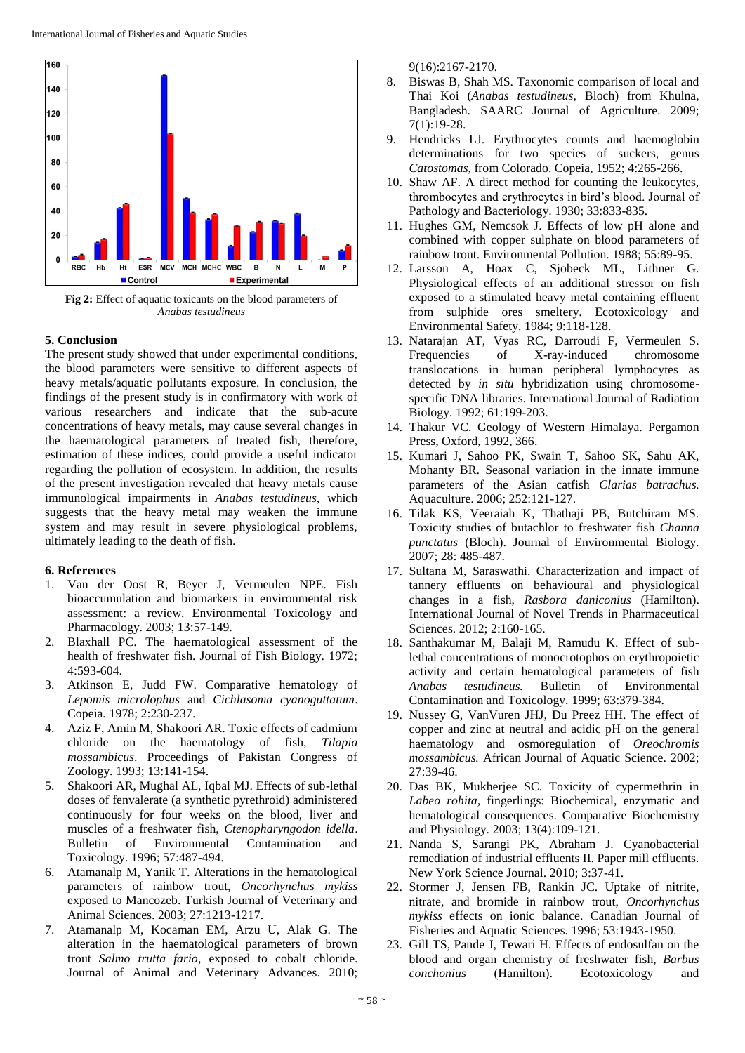Fig 2: Effect of aquatic toxicants on the blood parameters of *Anabas testudineus*

## 5. Conclusion

The present study showed that under experimental conditions, the blood parameters were sensitive to different aspects of heavy metals/aquatic pollutants exposure. In conclusion, the findings of the present study is in confirmatory with work of various researchers and indicate that the sub-acute concentrations of heavy metals, may cause several changes in the haematological parameters of treated fish, therefore, estimation of these indices, could provide a useful indicator regarding the pollution of ecosystem. In addition, the results of the present investigation revealed that heavy metals cause immunological impairments in *Anabas testudineus*, which suggests that the heavy metal may weaken the immune system and may result in severe physiological problems, ultimately leading to the death of fish.

## 6. References

1. Van der Oost R, Beyer J, Vermeulen NPE. Fish bioaccumulation and biomarkers in environmental risk assessment: a review. Environmental Toxicology and Pharmacology. 2003; 13:57-149.
2. Blaxhall PC. The haematological assessment of the health of freshwater fish. Journal of Fish Biology. 1972; 4:593-604.
3. Atkinson E, Judd FW. Comparative hematology of *Lepomis micrololophus* and *Cichlasoma cyanoguttatum*. Copeia. 1978; 2:230-237.
4. Aziz F, Amin M, Shakoori AR. Toxic effects of cadmium chloride on the haematology of fish, *Tilapia mossambicus*. Proceedings of Pakistan Congress of Zoology. 1993; 13:141-154.
5. Shakoori AR, Mughal AL, Iqbal MJ. Effects of sub-lethal doses of fenvalerate (a synthetic pyrethroid) administered continuously for four weeks on the blood, liver and muscles of a freshwater fish, *Ctenopharyngodon idella*. Bulletin of Environmental Contamination and Toxicology. 1996; 57:487-494.
6. Atamanalp M, Yanik T. Alterations in the hematological parameters of rainbow trout, *Oncorhynchus mykiss* exposed to Mancozeb. Turkish Journal of Veterinary and Animal Sciences. 2003; 27:1213-1217.
7. Atamanalp M, Kocaman EM, Arzu U, Alak G. The alteration in the haematological parameters of brown trout *Salmo trutta fario*, exposed to cobalt chloride. Journal of Animal and Veterinary Advances. 2010; 9(16):2167-2170.
8. Biswas B, Shah MS. Taxonomic comparison of local and Thai Koi (*Anabas testudineus*, Bloch) from Khulna, Bangladesh. SAARC Journal of Agriculture. 2009; 7(1):19-28.
9. Hendricks LJ. Erythrocytes counts and haemoglobin determinations for two species of suckers, genus *Catostomas*, from Colorado. Copeia, 1952; 4:265-266.
10. Shaw AF. A direct method for counting the leukocytes, thrombocytes and erythrocytes in bird's blood. Journal of Pathology and Bacteriology. 1930; 33:833-835.
11. Hughes GM, Nemcsok J. Effects of low pH alone and combined with copper sulphate on blood parameters of rainbow trout. Environmental Pollution. 1988; 55:89-95.
12. Larsson A, Hoax C, Sjobeck ML, Lithner G. Physiological effects of an additional stressor on fish exposed to a stimulated heavy metal containing effluent from sulphide ores smeltery. Ecotoxicology and Environmental Safety. 1984; 9:118-128.
13. Natarajan AT, Vyas RC, Darroudi F, Vermeulen S. Frequencies of X-ray-induced chromosome translocations in human peripheral lymphocytes as detected by *in situ* hybridization using chromosome-specific DNA libraries. International Journal of Radiation Biology. 1992; 61:199-203.
14. Thakur VC. Geology of Western Himalaya. Pergamon Press, Oxford, 1992, 366.
15. Kumari J, Sahoo PK, Swain T, Sahoo SK, Sahu AK, Mohanty BR. Seasonal variation in the innate immune parameters of the Asian catfish *Clarias batrachus.* Aquaculture. 2006; 252:121-127.
16. Tilak KS, Veeraiah K, Thathaji PB, Butchiram MS. Toxicity studies of butachlor to freshwater fish *Channa punctatus* (Bloch). Journal of Environmental Biology. 2007; 28: 485-487.
17. Sultana M, Saraswathi. Characterization and impact of tannery effluents on behavioural and physiological changes in a fish, *Rasbora daniconius* (Hamilton). International Journal of Novel Trends in Pharmaceutical Sciences. 2012; 2:160-165.
18. Santhakumar M, Balaji M, Ramudu K. Effect of sub-lethal concentrations of monocrotophos on erythropoietic activity and certain hematological parameters of fish *Anabas testudineus.* Bulletin of Environmental Contamination and Toxicology. 1999; 63:379-384.
19. Nussey G, VanVuren JHJ, Du Preez HH. The effect of copper and zinc at neutral and acidic pH on the general haematology and osmoregulation of *Oreochromis mossambicus.* African Journal of Aquatic Science. 2002; 27:39-46.
20. Das BK, Mukherjee SC. Toxicity of cypermethrin in *Labeo rohita,* fingerlings: Biochemical, enzymatic and hematological consequences. Comparative Biochemistry and Physiology. 2003; 13(4):109-121.
21. Nanda S, Sarangi PK, Abraham J. Cyanobacterial remediation of industrial effluents II. Paper mill effluents. New York Science Journal. 2010; 3:37-41.
22. Stormer J, Jensen FB, Rankin JC. Uptake of nitrite, nitrate, and bromide in rainbow trout, *Oncorhynchus mykiss* effects on ionic balance. Canadian Journal of Fisheries and Aquatic Sciences. 1996; 53:1943-1950.
23. Gill TS, Pande J, Tewari H. Effects of endosulfan on the blood and organ chemistry of freshwater fish, *Barbus conchonius* (Hamilton). Ecotoxicology and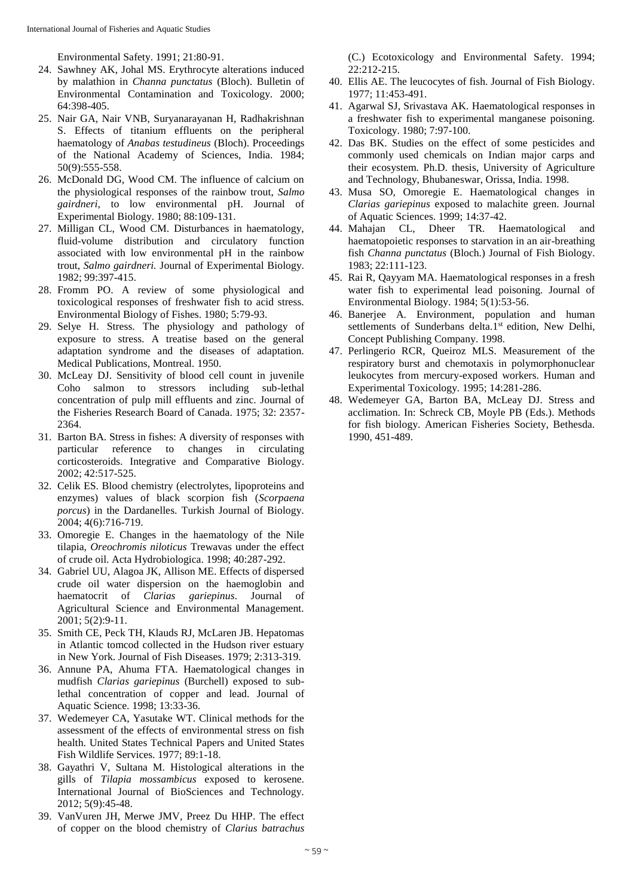Environmental Safety. 1991; 21:80-91.

24. Sawhney AK, Johal MS. Erythrocyte alterations induced by malathion in *Channa punctatus* (Bloch). Bulletin of Environmental Contamination and Toxicology. 2000; 64:398-405.
25. Nair GA, Nair VNB, Suryanarayanan H, Radhakrishnan S. Effects of titanium effluents on the peripheral haematology of *Anabas testudineus* (Bloch). Proceedings of the National Academy of Sciences, India. 1984; 50(9):555-558.
26. McDonald DG, Wood CM. The influence of calcium on the physiological responses of the rainbow trout, *Salmo gairdneri*, to low environmental pH. Journal of Experimental Biology. 1980; 88:109-131.
27. Milligan CL, Wood CM. Disturbances in haematology, fluid-volume distribution and circulatory function associated with low environmental pH in the rainbow trout, *Salmo gairdneri.* Journal of Experimental Biology. 1982; 99:397-415.
28. Fromm PO. A review of some physiological and toxicological responses of freshwater fish to acid stress. Environmental Biology of Fishes. 1980; 5:79-93.
29. Selye H. Stress. The physiology and pathology of exposure to stress. A treatise based on the general adaptation syndrome and the diseases of adaptation. Medical Publications, Montreal. 1950.
30. McLeay DJ. Sensitivity of blood cell count in juvenile Coho salmon to stressors including sub-lethal concentration of pulp mill effluents and zinc. Journal of the Fisheries Research Board of Canada. 1975; 32: 2357-2364.
31. Barton BA. Stress in fishes: A diversity of responses with particular reference to changes in circulating corticosteroids. Integrative and Comparative Biology. 2002; 42:517-525.
32. Celik ES. Blood chemistry (electrolytes, lipoproteins and enzymes) values of black scorpion fish (*Scorpaena porcus*) in the Dardanelles. Turkish Journal of Biology. 2004; 4(6):716-719.
33. Omoregie E. Changes in the haematology of the Nile tilapia, *Oreochromis niloticus* Trewavas under the effect of crude oil. Acta Hydrobiologica. 1998; 40:287-292.
34. Gabriel UU, Alagoa JK, Allison ME. Effects of dispersed crude oil water dispersion on the haemoglobin and haematocrit of *Clarias gariepinus*. Journal of Agricultural Science and Environmental Management. 2001; 5(2):9-11.
35. Smith CE, Peck TH, Klauds RJ, McLaren JB. Hepatomas in Atlantic tomcod collected in the Hudson river estuary in New York. Journal of Fish Diseases. 1979; 2:313-319.
36. Annune PA, Ahuma FTA. Haematological changes in mudfish *Clarias gariepinus* (Burchell) exposed to sub-lethal concentration of copper and lead. Journal of Aquatic Science. 1998; 13:33-36.
37. Wedemeyer CA, Yasutake WT. Clinical methods for the assessment of the effects of environmental stress on fish health. United States Technical Papers and United States Fish Wildlife Services. 1977; 89:1-18.
38. Gayathri V, Sultana M. Histological alterations in the gills of *Tilapia mossambicus* exposed to kerosene. International Journal of BioSciences and Technology. 2012; 5(9):45-48.
39. VanVuren JH, Merwe JMV, Preez Du HHP. The effect of copper on the blood chemistry of *Clarius batrachus* (C.) Ecotoxicology and Environmental Safety. 1994; 22:212-215.
40. Ellis AE. The leucocytes of fish. Journal of Fish Biology. 1977; 11:453-491.
41. Agarwal SJ, Srivastava AK. Haematological responses in a freshwater fish to experimental manganese poisoning. Toxicology. 1980; 7:97-100.
42. Das BK. Studies on the effect of some pesticides and commonly used chemicals on Indian major carps and their ecosystem. Ph.D. thesis, University of Agriculture and Technology, Bhubaneswar, Orissa, India. 1998.
43. Musa SO, Omoregie E. Haematological changes in *Clarias gariepinus* exposed to malachite green. Journal of Aquatic Sciences. 1999; 14:37-42.
44. Mahajan CL, Dheer TR. Haematological and haematopoietic responses to starvation in an air-breathing fish *Channa punctatus* (Bloch.) Journal of Fish Biology. 1983; 22:111-123.
45. Rai R, Qayyam MA. Haematological responses in a fresh water fish to experimental lead poisoning. Journal of Environmental Biology. 1984; 5(1):53-56.
46. Banerjee A. Environment, population and human settlements of Sunderbans delta.1st edition, New Delhi, Concept Publishing Company. 1998.
47. Perlingerio RCR, Queiroz MLS. Measurement of the respiratory burst and chemotaxis in polymorphonuclear leukocytes from mercury-exposed workers. Human and Experimental Toxicology. 1995; 14:281-286.
48. Wedemeyer GA, Barton BA, McLeay DJ. Stress and acclimation. In: Schreck CB, Moyle PB (Eds.). Methods for fish biology. American Fisheries Society, Bethesda. 1990, 451-489.